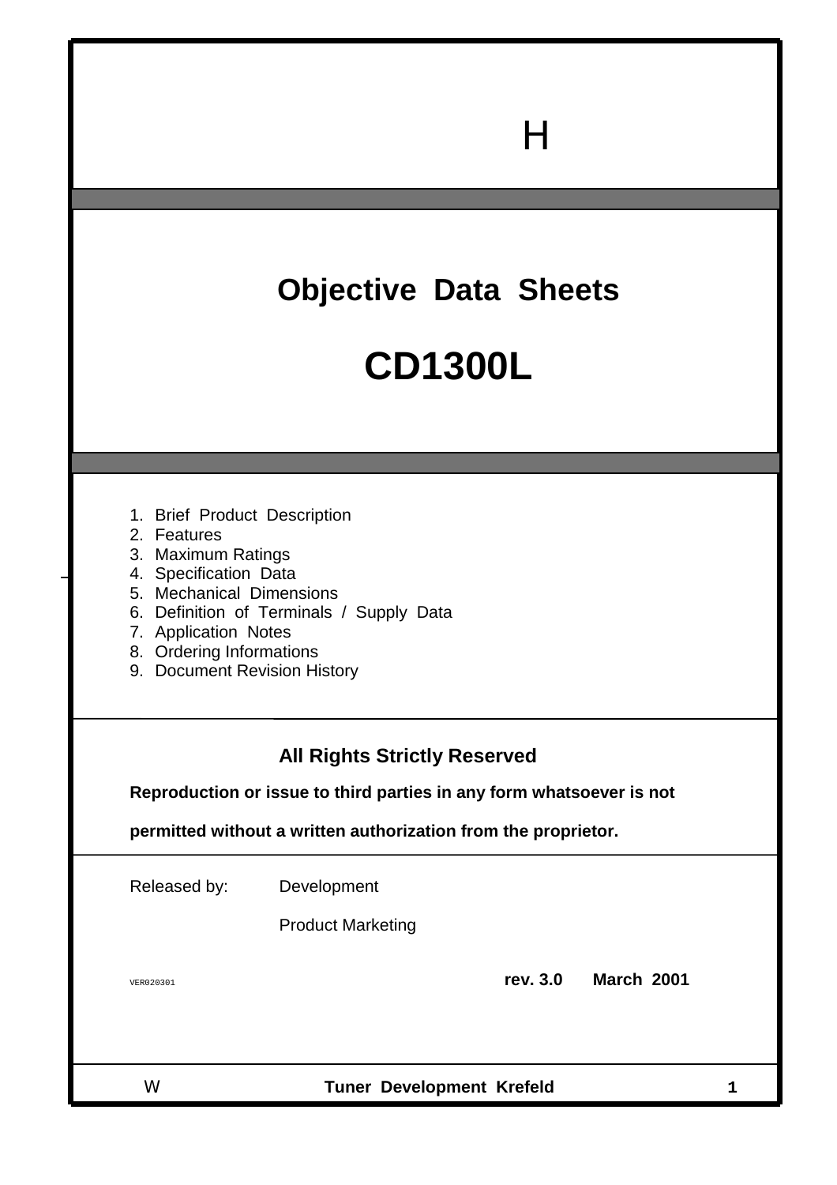H

# Objective Data Sheets

# CD1300L

1. Brief Product Description
2. Features
3. Maximum Ratings
4. Specification Data
5. Mechanical Dimensions
6. Definition of Terminals / Supply Data
7. Application Notes
8. Ordering Informations
9. Document Revision History

**All Rights Strictly Reserved**

**Reproduction or issue to third parties in any form whatsoever is not permitted without a written authorization from the proprietor.**

Released by: Development

Product Marketing

VER020301

**rev. 3.0 March 2001**

W **Tuner Development Krefeld**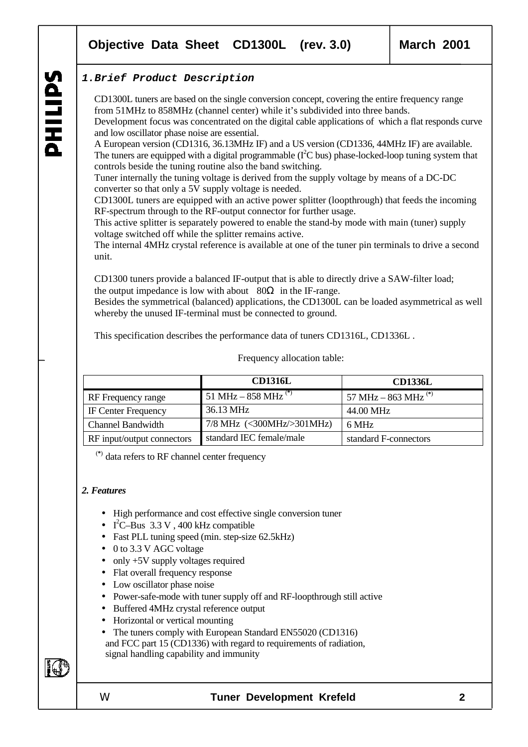## 1. Brief Product Description

CD1300L tuners are based on the single conversion concept, covering the entire frequency range from 51MHz to 858MHz (channel center) while it's subdivided into three bands.
Development focus was concentrated on the digital cable applications of which a flat responds curve and low oscillator phase noise are essential.
A European version (CD1316, 36.13MHz IF) and a US version (CD1336, 44MHz IF) are available.
The tuners are equipped with a digital programmable ($I^2C$ bus) phase-locked-loop tuning system that controls beside the tuning routine also the band switching.
Tuner internally the tuning voltage is derived from the supply voltage by means of a DC-DC converter so that only a 5V supply voltage is needed.
CD1300L tuners are equipped with an active power splitter (loopthrough) that feeds the incoming RF-spectrum through to the RF-output connector for further usage.
This active splitter is separately powered to enable the stand-by mode with main (tuner) supply voltage switched off while the splitter remains active.
The internal 4MHz crystal reference is available at one of the tuner pin terminals to drive a second unit.

CD1300 tuners provide a balanced IF-output that is able to directly drive a SAW-filter load; the output impedance is low with about 80Ω in the IF-range.
Besides the symmetrical (balanced) applications, the CD1300L can be loaded asymmetrical as well whereby the unused IF-terminal must be connected to ground.

This specification describes the performance data of tuners CD1316L, CD1336L .

Frequency allocation table:

| | CD1316L | CD1336L |
|---|---|---|
| RF Frequency range | 51 MHz – 858 MHz (*) | 57 MHz – 863 MHz (*) |
| IF Center Frequency | 36.13 MHz | 44.00 MHz |
| Channel Bandwidth | 7/8 MHz (<300MHz/>301MHz) | 6 MHz |
| RF input/output connectors | standard IEC female/male | standard F-connectors |

(*) data refers to RF channel center frequency

## 2. Features

- High performance and cost effective single conversion tuner
- $I^2C$–Bus 3.3 V , 400 kHz compatible
- Fast PLL tuning speed (min. step-size 62.5kHz)
- 0 to 3.3 V AGC voltage
- only +5V supply voltages required
- Flat overall frequency response
- Low oscillator phase noise
- Power-safe-mode with tuner supply off and RF-loopthrough still active
- Buffered 4MHz crystal reference output
- Horizontal or vertical mounting
- The tuners comply with European Standard EN55020 (CD1316) and FCC part 15 (CD1336) with regard to requirements of radiation, signal handling capability and immunity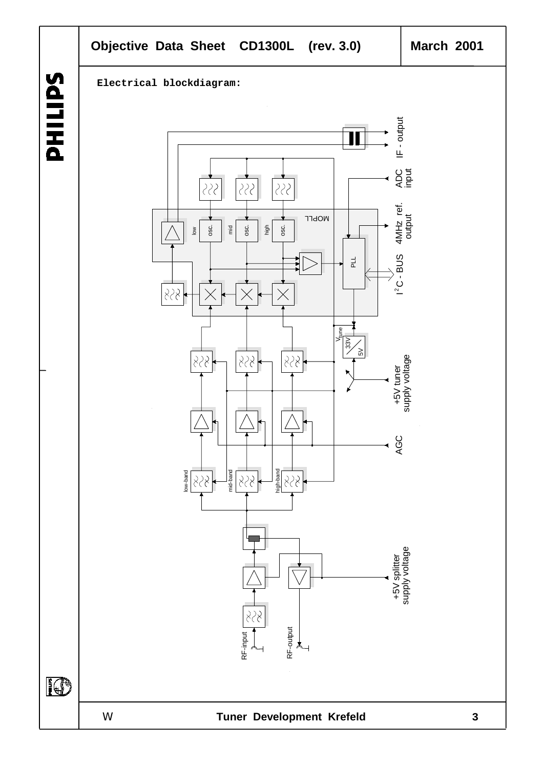Electrical blockdiagram:

IF - output

ADC input

MOPLL

4MHz ref. output

low osc.

mid osc.

high osc.

PLL

$I^2C$ - BUS

$V_{tune}$

33V

5V

+5V tuner supply voltage

AGC

low-band

mid-band

high-band

+5V splitter supply voltage

RF-input

RF-output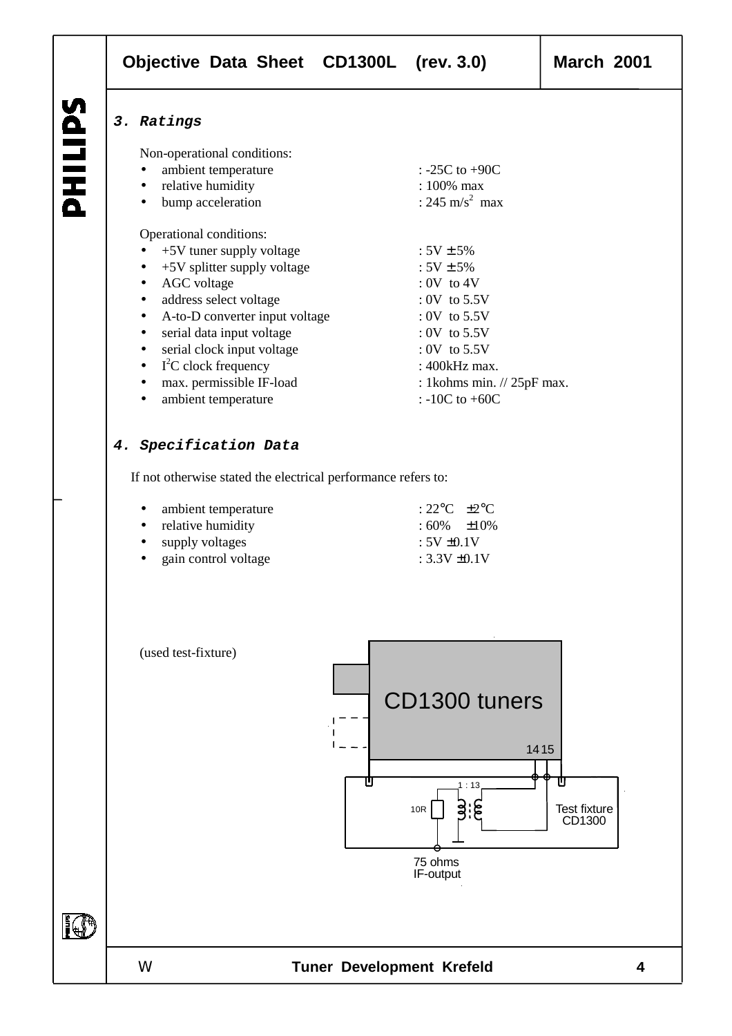### *3. Ratings*

Non-operational conditions:

- ambient temperature : -25C to +90C
- relative humidity : 100% max
- bump acceleration : 245 m/s$^2$ max

Operational conditions:

- +5V tuner supply voltage : 5V ± 5%
- +5V splitter supply voltage : 5V ± 5%
- AGC voltage : 0V to 4V
- address select voltage : 0V to 5.5V
- A-to-D converter input voltage : 0V to 5.5V
- serial data input voltage : 0V to 5.5V
- serial clock input voltage : 0V to 5.5V
- I$^2$C clock frequency : 400kHz max.
- max. permissible IF-load : 1kohms min. // 25pF max.
- ambient temperature : -10C to +60C

### *4. Specification Data*

If not otherwise stated the electrical performance refers to:

- ambient temperature : 22°C ±2°C
- relative humidity : 60% ±10%
- supply voltages : 5V ±0.1V
- gain control voltage : 3.3V ±0.1V

(used test-fixture)

CD1300 tuners

14 15

1 : 13

10R

Test fixture CD1300

75 ohms IF-output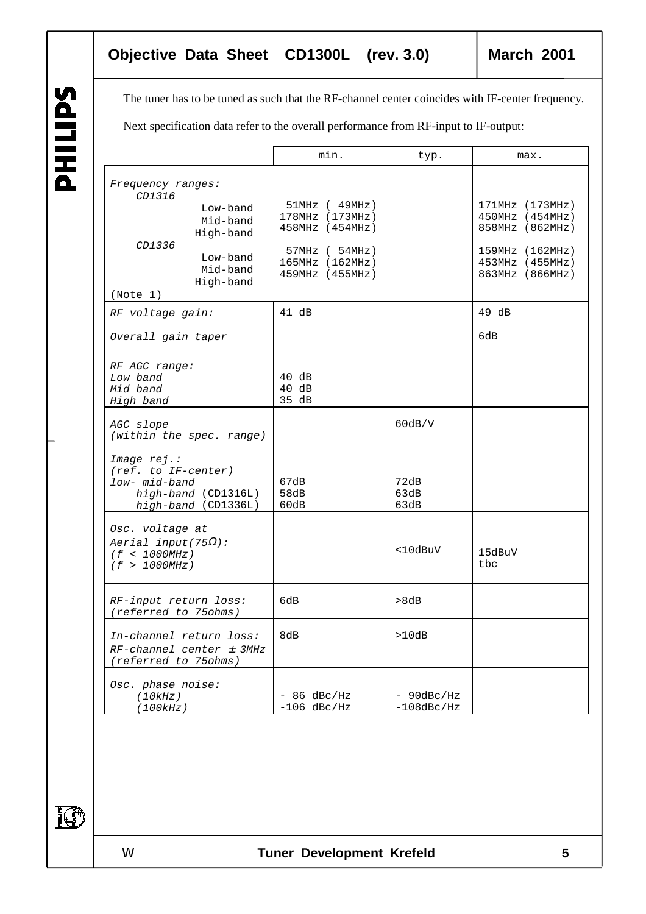The tuner has to be tuned as such that the RF-channel center coincides with IF-center frequency.

Next specification data refer to the overall performance from RF-input to IF-output:

| | min. | typ. | max. |
|---|---|---|---|
| *Frequency ranges:* | | | |
| *CD1316* | | | |
| Low-band | 51MHz ( 49MHz) | | 171MHz (173MHz) |
| Mid-band | 178MHz (173MHz) | | 450MHz (454MHz) |
| High-band | 458MHz (454MHz) | | 858MHz (862MHz) |
| *CD1336* | | | |
| Low-band | 57MHz ( 54MHz) | | 159MHz (162MHz) |
| Mid-band | 165MHz (162MHz) | | 453MHz (455MHz) |
| High-band | 459MHz (455MHz) | | 863MHz (866MHz) |
| (Note 1) | | | |
| *RF voltage gain:* | 41 dB | | 49 dB |
| *Overall gain taper* | | | 6dB |
| *RF AGC range:* | | | |
| *Low band* | 40 dB | | |
| *Mid band* | 40 dB | | |
| *High band* | 35 dB | | |
| *AGC slope (within the spec. range)* | | 60dB/V | |
| *Image rej.: (ref. to IF-center)* | | | |
| *low- mid-band* | 67dB | 72dB | |
| *high-band* (CD1316L) | 58dB | 63dB | |
| *high-band* (CD1336L) | 60dB | 63dB | |
| *Osc. voltage at Aerial input(75Ω):* | | | |
| *(f < 1000MHz)* | | <10dBuV | 15dBuV |
| *(f > 1000MHz)* | | | tbc |
| *RF-input return loss: (referred to 75ohms)* | 6dB | >8dB | |
| *In-channel return loss: RF-channel center ± 3MHz (referred to 75ohms)* | 8dB | >10dB | |
| *Osc. phase noise:* | | | |
| *(10kHz)* | - 86 dBc/Hz | - 90dBc/Hz | |
| *(100kHz)* | -106 dBc/Hz | -108dBc/Hz | |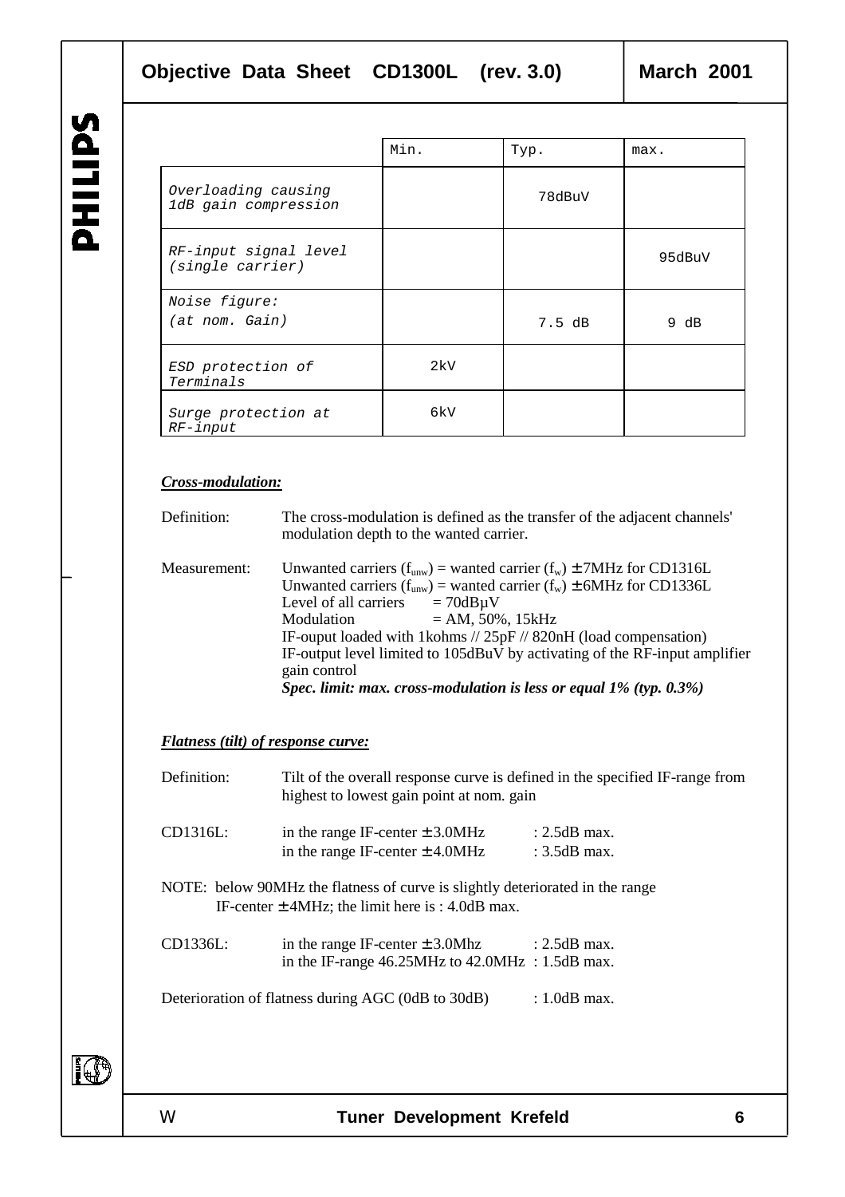| | Min. | Typ. | max. |
|---|---|---|---|
| *Overloading causing 1dB gain compression* | | 78dBuV | |
| *RF-input signal level (single carrier)* | | | 95dBuV |
| *Noise figure: (at nom. Gain)* | | 7.5 dB | 9 dB |
| *ESD protection of Terminals* | 2kV | | |
| *Surge protection at RF-input* | 6kV | | |

***Cross-modulation:***

Definition: The cross-modulation is defined as the transfer of the adjacent channels' modulation depth to the wanted carrier.

Measurement: Unwanted carriers ($f_{unw}$) = wanted carrier ($f_w$) ± 7MHz for CD1316L
Unwanted carriers ($f_{unw}$) = wanted carrier ($f_w$) ± 6MHz for CD1336L
Level of all carriers = 70dBµV
Modulation = AM, 50%, 15kHz
IF-ouput loaded with 1kohms // 25pF // 820nH (load compensation)
IF-output level limited to 105dBuV by activating of the RF-input amplifier gain control
***Spec. limit: max. cross-modulation is less or equal 1% (typ. 0.3%)***

***Flatness (tilt) of response curve:***

Definition: Tilt of the overall response curve is defined in the specified IF-range from highest to lowest gain point at nom. gain

CD1316L: in the range IF-center ± 3.0MHz : 2.5dB max.
in the range IF-center ± 4.0MHz : 3.5dB max.

NOTE: below 90MHz the flatness of curve is slightly deteriorated in the range IF-center ± 4MHz; the limit here is : 4.0dB max.

CD1336L: in the range IF-center ± 3.0Mhz : 2.5dB max.
in the IF-range 46.25MHz to 42.0MHz : 1.5dB max.

Deterioration of flatness during AGC (0dB to 30dB) : 1.0dB max.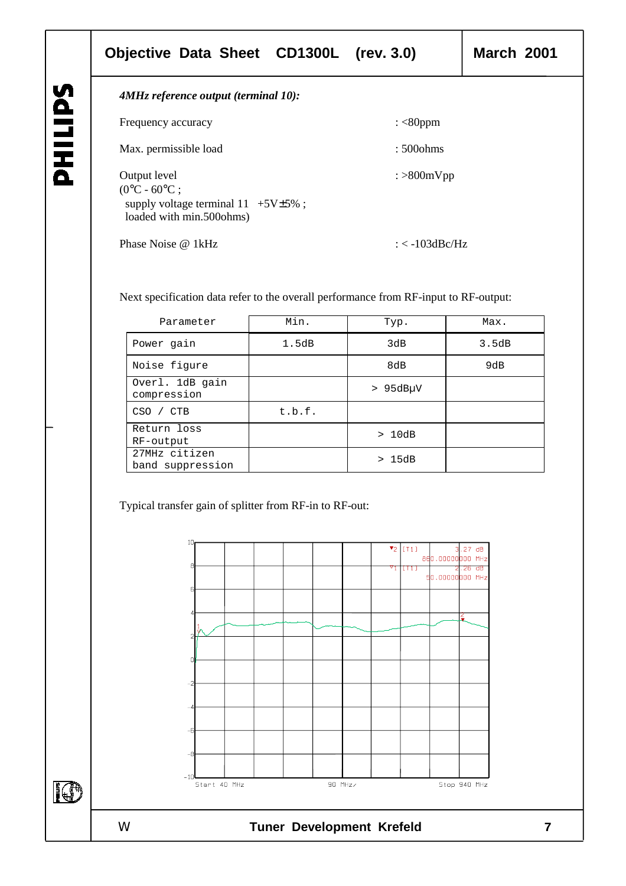*4MHz reference output (terminal 10):*

Frequency accuracy : <80ppm

Max. permissible load : 500ohms

Output level : >800mVpp
(0°C - 60°C ;
supply voltage terminal 11 +5V±5% ;
loaded with min.500ohms)

Phase Noise @ 1kHz : < -103dBc/Hz

Next specification data refer to the overall performance from RF-input to RF-output:

| Parameter | Min. | Typ. | Max. |
|---|---|---|---|
| Power gain | 1.5dB | 3dB | 3.5dB |
| Noise figure | | 8dB | 9dB |
| Overl. 1dB gain compression | | > 95dBµV | |
| CSO / CTB | t.b.f. | | |
| Return loss RF-output | | > 10dB | |
| 27MHz citizen band suppression | | > 15dB | |

Typical transfer gain of splitter from RF-in to RF-out: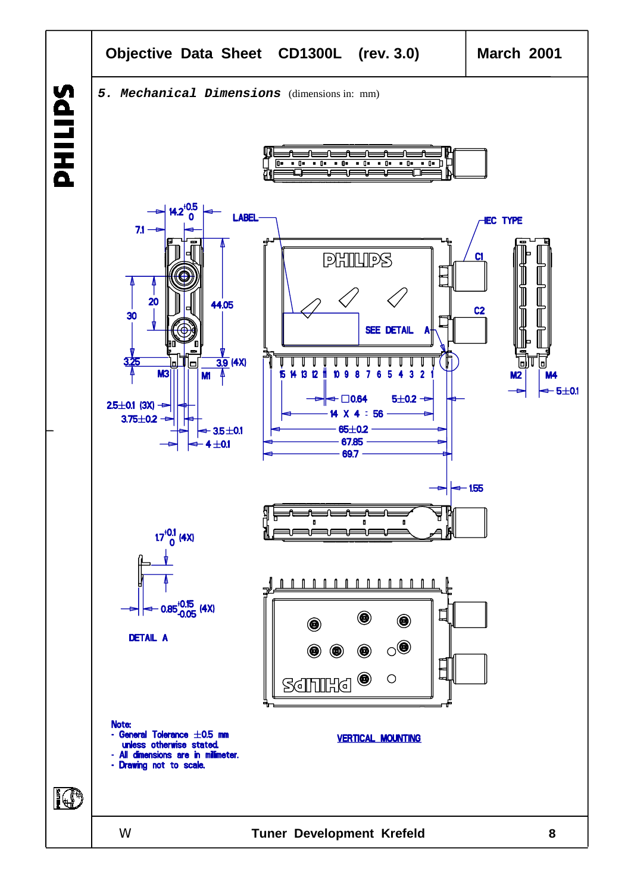## 5. Mechanical Dimensions (dimensions in: mm)

LABEL

IEC TYPE

C1

C2

SEE DETAIL A

$14.2^{+0.5}_{0}$

7.1

20

30

44.05

3.25

3.9 (4X)

M3

M1

M2

M4

15 14 13 12 11 10 9 8 7 6 5 4 3 2 1

□0.64

5±0.2

14 X 4 = 56

65±0.2

67.85

69.7

5±0.1

2.5±0.1 (3X)

3.75±0.2

3.5±0.1

4 ±0.1

1.55

$1.7^{+0.1}_{0}$ (4X)

$0.85^{+0.15}_{-0.05}$ (4X)

DETAIL A

VERTICAL MOUNTING

Note:
- General Tolerance ±0.5 mm unless otherwise stated.
- All dimensions are in millimeter.
- Drawing not to scale.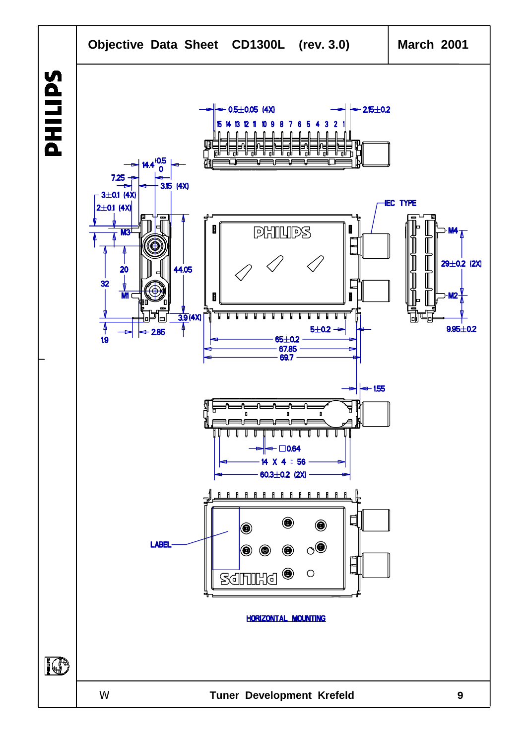0.5±0.05 (4X)

2.15±0.2

15 14 13 12 11 10 9 8 7 6 5 4 3 2 1

14.4 +0.5/0

7.25

3.15 (4X)

3±0.1 (4X)

2±0.1 (4X)

IEC TYPE

M3

M4

20

44.05

29±0.2 (2X)

32

M1

M2

3.9 (4X)

1.9

2.85

5±0.2

9.95±0.2

65±0.2

67.85

69.7

1.55

□0.64

14 X 4 = 56

60.3±0.2 (2X)

LABEL

HORIZONTAL MOUNTING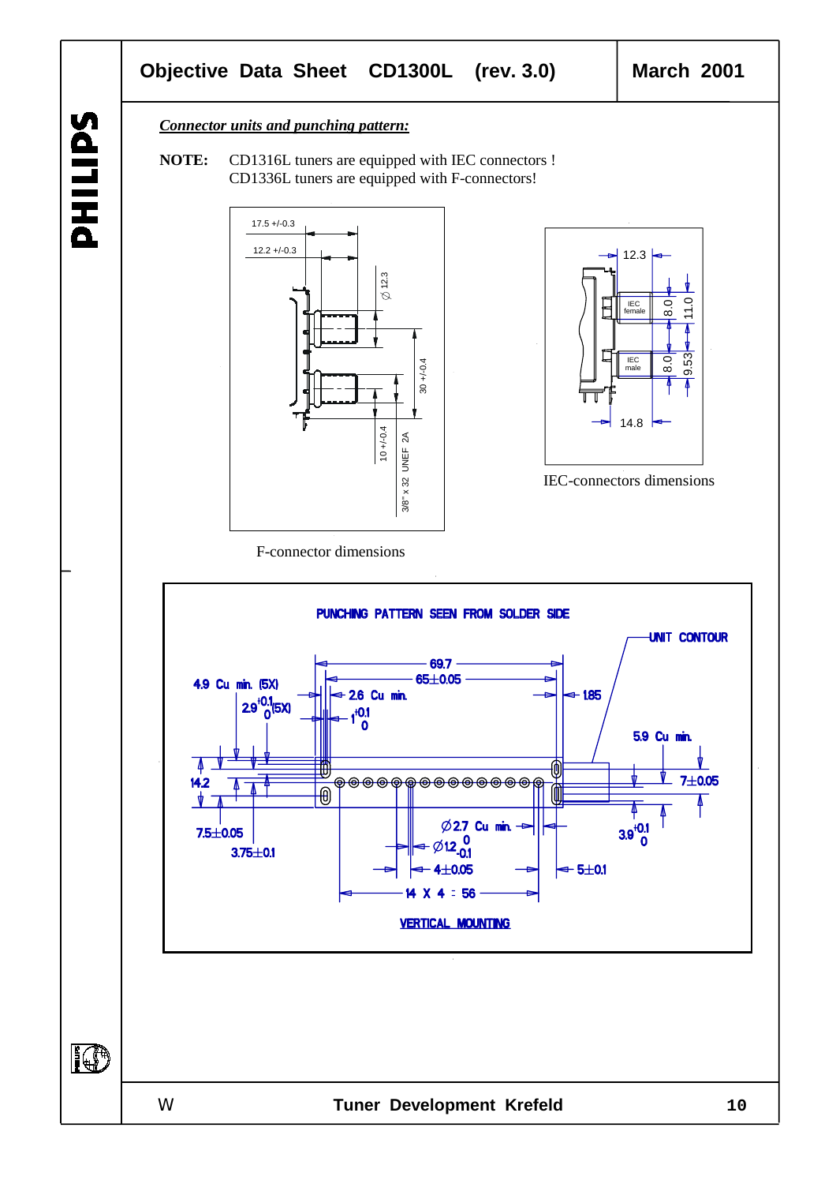***Connector units and punching pattern:***

**NOTE:** CD1316L tuners are equipped with IEC connectors !
CD1336L tuners are equipped with F-connectors!

17.5 +/-0.3
12.2 +/-0.3
∅ 12.3
30 +/-0.4
10 +/-0.4
3/8" x 32 UNEF 2A

F-connector dimensions

12.3
IEC female
IEC male
8.0
11.0
8.0
9.53
14.8

IEC-connectors dimensions

PUNCHING PATTERN SEEN FROM SOLDER SIDE

UNIT CONTOUR

69.7
65±0.05
4.9 Cu min. (5X)
$2.9^{+0.1}_{0}$ (5X)
2.6 Cu min.
$1^{+0.1}_{0}$
1.85
5.9 Cu min.
14.2
7±0.05
7.5±0.05
3.75±0.1
∅2.7 Cu min.
$∅1.2^{0}_{-0.1}$
$3.9^{+0.1}_{0}$
4±0.05
5±0.1
14 X 4 = 56

VERTICAL MOUNTING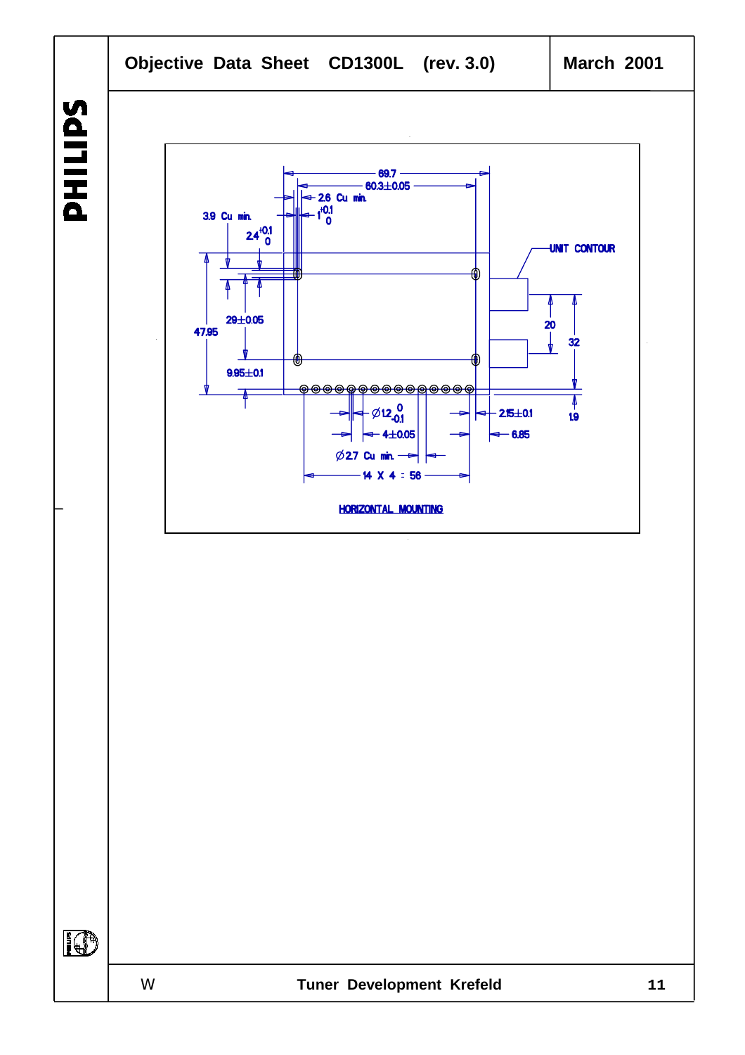69.7

60.3±0.05

2.6 Cu min.

$1^{+0.1}_{0}$

3.9 Cu min.

$2.4^{+0.1}_{0}$

UNIT CONTOUR

29±0.05

47.95

20

32

9.95±0.1

$\varnothing 1.2^{0}_{-0.1}$

2.15±0.1

1.9

4±0.05

6.85

$\varnothing$2.7 Cu min.

14 X 4 = 56

HORIZONTAL MOUNTING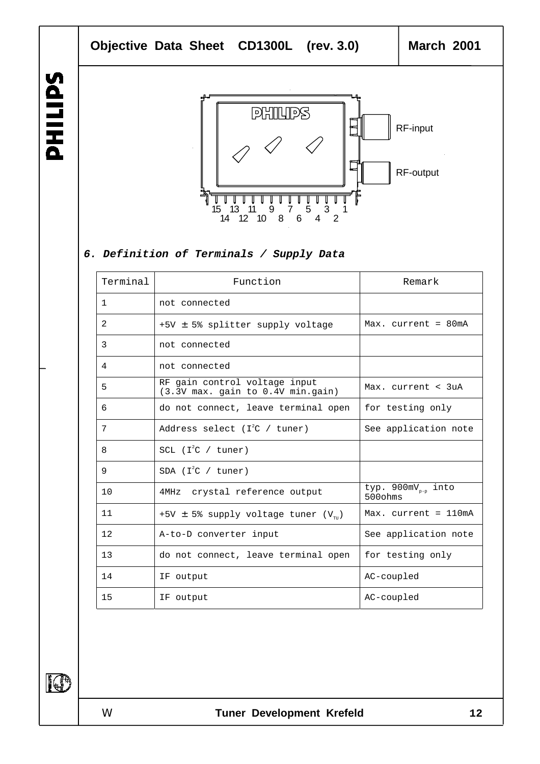RF-input

RF-output

15 13 11 9 7 5 3 1
14 12 10 8 6 4 2

### *6. Definition of Terminals / Supply Data*

| Terminal | Function | Remark |
|---|---|---|
| 1 | not connected | |
| 2 | +5V ± 5% splitter supply voltage | Max. current = 80mA |
| 3 | not connected | |
| 4 | not connected | |
| 5 | RF gain control voltage input (3.3V max. gain to 0.4V min.gain) | Max. current < 3uA |
| 6 | do not connect, leave terminal open | for testing only |
| 7 | Address select ($I^2C$ / tuner) | See application note |
| 8 | SCL ($I^2C$ / tuner) | |
| 9 | SDA ($I^2C$ / tuner) | |
| 10 | 4MHz crystal reference output | typ. 900mV$_{p-p}$ into 500ohms |
| 11 | +5V ± 5% supply voltage tuner ($V_{TU}$) | Max. current = 110mA |
| 12 | A-to-D converter input | See application note |
| 13 | do not connect, leave terminal open | for testing only |
| 14 | IF output | AC-coupled |
| 15 | IF output | AC-coupled |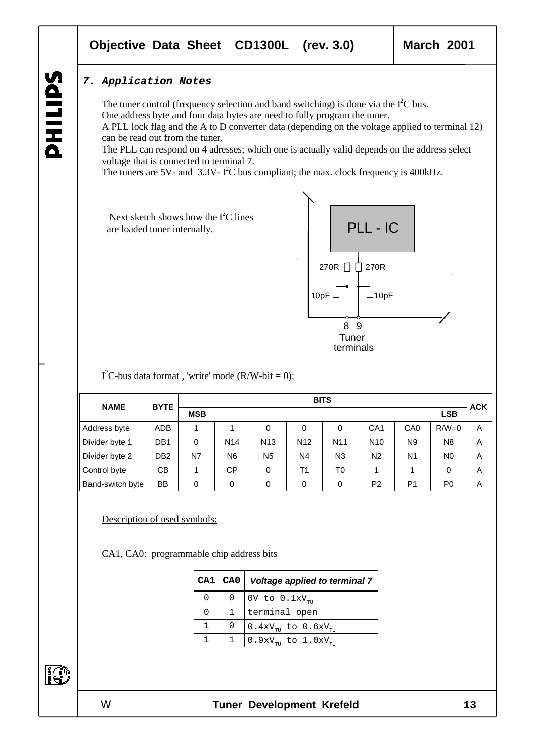### 7. Application Notes

The tuner control (frequency selection and band switching) is done via the $I^2C$ bus.
One address byte and four data bytes are need to fully program the tuner.
A PLL lock flag and the A to D converter data (depending on the voltage applied to terminal 12) can be read out from the tuner.
The PLL can respond on 4 adresses; which one is actually valid depends on the address select voltage that is connected to terminal 7.
The tuners are 5V- and 3.3V- $I^2C$ bus compliant; the max. clock frequency is 400kHz.

Next sketch shows how the $I^2C$ lines are loaded tuner internally.

PLL - IC

270R 270R

10pF 10pF

8 9
Tuner terminals

$I^2C$-bus data format , 'write' mode (R/W-bit = 0):

| NAME | BYTE | BITS | | | | | | | | ACK |
|---|---|---|---|---|---|---|---|---|---|---|
| | | MSB | | | | | | | LSB | |
| Address byte | ADB | 1 | 1 | 0 | 0 | 0 | CA1 | CA0 | R/W=0 | A |
| Divider byte 1 | DB1 | 0 | N14 | N13 | N12 | N11 | N10 | N9 | N8 | A |
| Divider byte 2 | DB2 | N7 | N6 | N5 | N4 | N3 | N2 | N1 | N0 | A |
| Control byte | CB | 1 | CP | 0 | T1 | T0 | 1 | 1 | 0 | A |
| Band-switch byte | BB | 0 | 0 | 0 | 0 | 0 | P2 | P1 | P0 | A |

Description of used symbols:

CA1, CA0: programmable chip address bits

| CA1 | CA0 | *Voltage applied to terminal 7* |
|---|---|---|
| 0 | 0 | 0V to $0.1xV_{TU}$ |
| 0 | 1 | terminal open |
| 1 | 0 | $0.4xV_{TU}$ to $0.6xV_{TU}$ |
| 1 | 1 | $0.9xV_{TU}$ to $1.0xV_{TU}$ |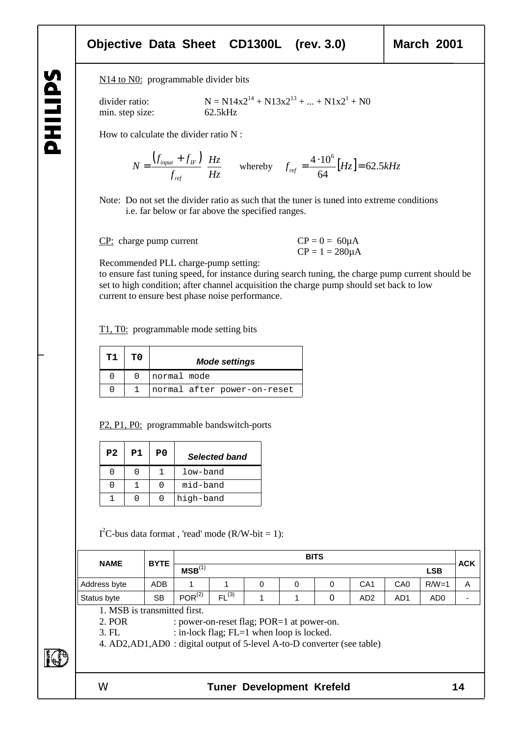N14 to N0: programmable divider bits

divider ratio: $N = N14x2^{14} + N13x2^{13} + ... + N1x2^{1} + N0$
min. step size: 62.5kHz

How to calculate the divider ratio N :

$$N = \frac{(f_{input} + f_{IF})}{f_{ref}} \frac{Hz}{Hz} \quad \text{whereby} \quad f_{ref} = \frac{4 \cdot 10^6}{64} [Hz] = 62.5kHz$$

Note: Do not set the divider ratio as such that the tuner is tuned into extreme conditions i.e. far below or far above the specified ranges.

CP: charge pump current

CP = 0 = 60µA
CP = 1 = 280µA

Recommended PLL charge-pump setting:
to ensure fast tuning speed, for instance during search tuning, the charge pump current should be set to high condition; after channel acquisition the charge pump should set back to low current to ensure best phase noise performance.

T1, T0: programmable mode setting bits

| T1 | T0 | *Mode settings* |
|---|---|---|
| 0 | 0 | normal mode |
| 0 | 1 | normal after power-on-reset |

P2, P1, P0: programmable bandswitch-ports

| P2 | P1 | P0 | *Selected band* |
|---|---|---|---|
| 0 | 0 | 1 | low-band |
| 0 | 1 | 0 | mid-band |
| 1 | 0 | 0 | high-band |

I²C-bus data format , 'read' mode (R/W-bit = 1):

| NAME | BYTE | BITS | | | | | | | | ACK |
|---|---|---|---|---|---|---|---|---|---|---|
| | | MSB[1] | | | | | | | LSB | |
| Address byte | ADB | 1 | 1 | 0 | 0 | 0 | CA1 | CA0 | R/W=1 | A |
| Status byte | SB | POR[2] | FL[3] | 1 | 1 | 0 | AD2 | AD1 | AD0 | - |

1. MSB is transmitted first.
2. POR : power-on-reset flag; POR=1 at power-on.
3. FL : in-lock flag; FL=1 when loop is locked.
4. AD2,AD1,AD0 : digital output of 5-level A-to-D converter (see table)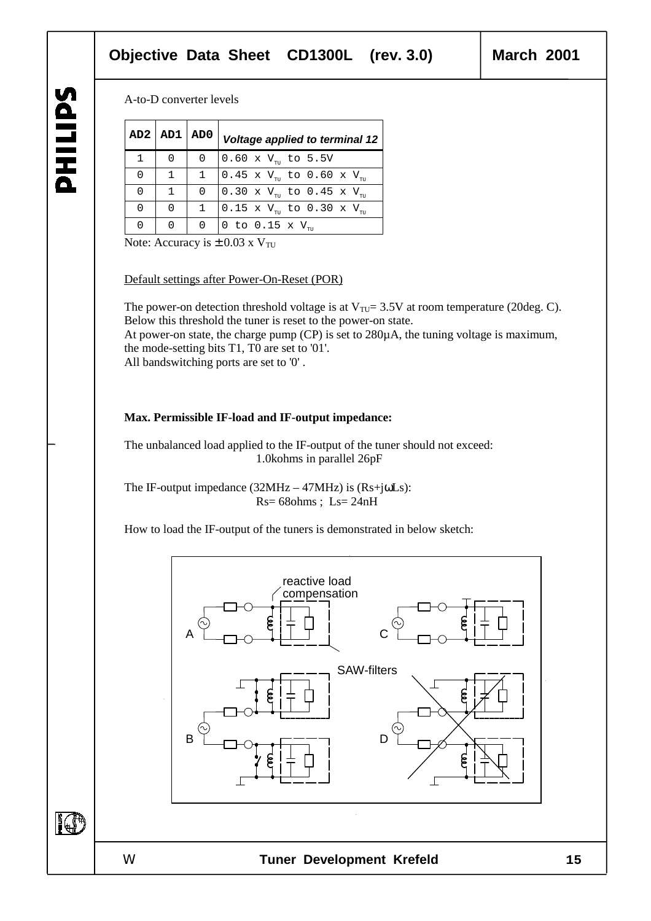A-to-D converter levels

| AD2 | AD1 | AD0 | *Voltage applied to terminal 12* |
|---|---|---|---|
| 1 | 0 | 0 | 0.60 x $V_{TU}$ to 5.5V |
| 0 | 1 | 1 | 0.45 x $V_{TU}$ to 0.60 x $V_{TU}$ |
| 0 | 1 | 0 | 0.30 x $V_{TU}$ to 0.45 x $V_{TU}$ |
| 0 | 0 | 1 | 0.15 x $V_{TU}$ to 0.30 x $V_{TU}$ |
| 0 | 0 | 0 | 0 to 0.15 x $V_{TU}$ |

Note: Accuracy is ± 0.03 x $V_{TU}$

Default settings after Power-On-Reset (POR)

The power-on detection threshold voltage is at $V_{TU}$= 3.5V at room temperature (20deg. C). Below this threshold the tuner is reset to the power-on state.
At power-on state, the charge pump (CP) is set to 280µA, the tuning voltage is maximum, the mode-setting bits T1, T0 are set to '01'.
All bandswitching ports are set to '0' .

**Max. Permissible IF-load and IF-output impedance:**

The unbalanced load applied to the IF-output of the tuner should not exceed:
1.0kohms in parallel 26pF

The IF-output impedance (32MHz – 47MHz) is (Rs+jωLs):
Rs= 68ohms ; Ls= 24nH

How to load the IF-output of the tuners is demonstrated in below sketch:

reactive load compensation

SAW-filters

A C B D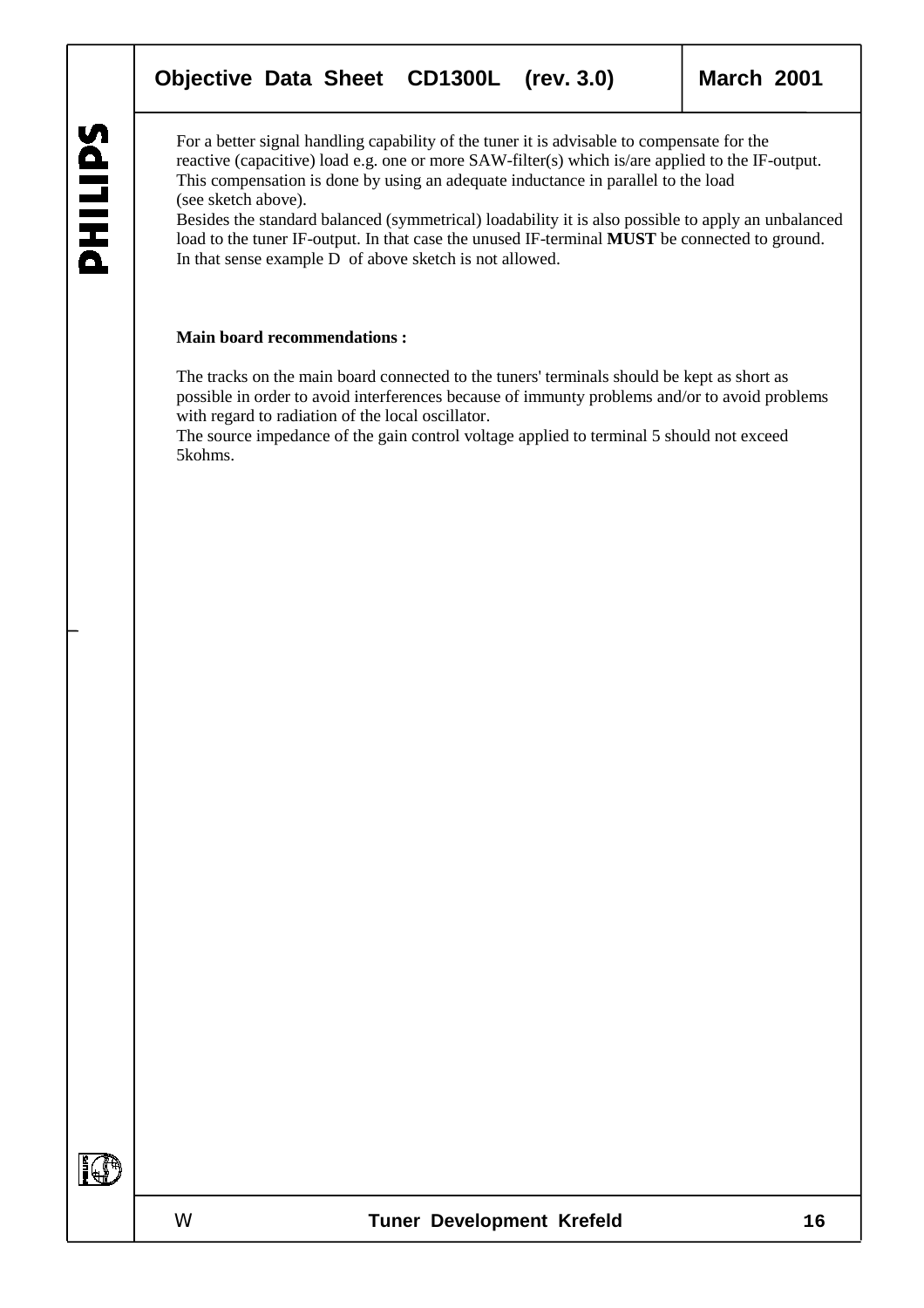For a better signal handling capability of the tuner it is advisable to compensate for the reactive (capacitive) load e.g. one or more SAW-filter(s) which is/are applied to the IF-output. This compensation is done by using an adequate inductance in parallel to the load (see sketch above).
Besides the standard balanced (symmetrical) loadability it is also possible to apply an unbalanced load to the tuner IF-output. In that case the unused IF-terminal **MUST** be connected to ground. In that sense example D of above sketch is not allowed.

**Main board recommendations :**

The tracks on the main board connected to the tuners' terminals should be kept as short as possible in order to avoid interferences because of immunty problems and/or to avoid problems with regard to radiation of the local oscillator.
The source impedance of the gain control voltage applied to terminal 5 should not exceed 5kohms.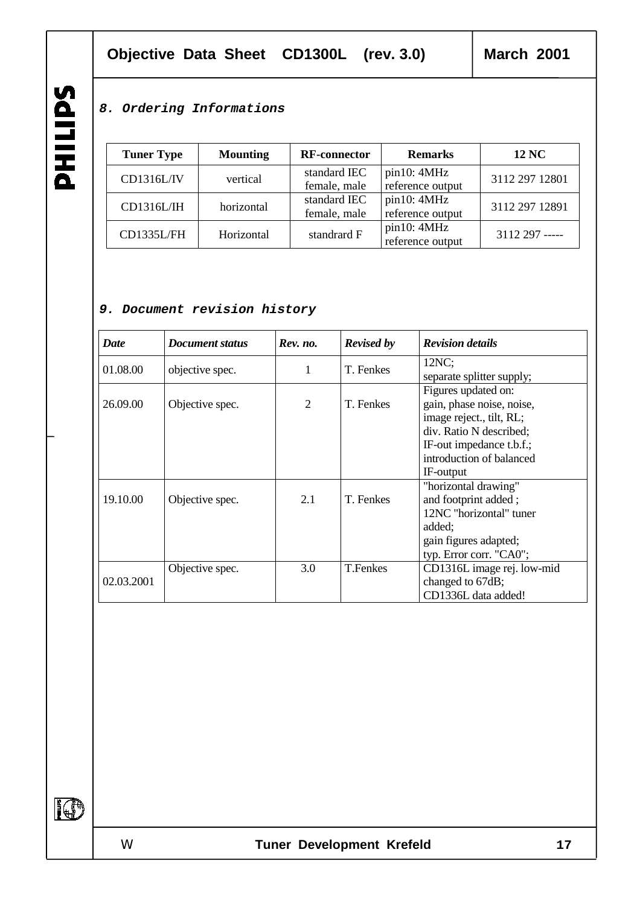## *8. Ordering Informations*

| Tuner Type | Mounting | RF-connector | Remarks | 12 NC |
|---|---|---|---|---|
| CD1316L/IV | vertical | standard IEC female, male | pin10: 4MHz reference output | 3112 297 12801 |
| CD1316L/IH | horizontal | standard IEC female, male | pin10: 4MHz reference output | 3112 297 12891 |
| CD1335L/FH | Horizontal | standrard F | pin10: 4MHz reference output | 3112 297 ----- |

## *9. Document revision history*

| *Date* | *Document status* | *Rev. no.* | *Revised by* | *Revision details* |
|---|---|---|---|---|
| 01.08.00 | objective spec. | 1 | T. Fenkes | 12NC; separate splitter supply; |
| 26.09.00 | Objective spec. | 2 | T. Fenkes | Figures updated on: gain, phase noise, noise, image reject., tilt, RL; div. Ratio N described; IF-out impedance t.b.f.; introduction of balanced IF-output |
| 19.10.00 | Objective spec. | 2.1 | T. Fenkes | "horizontal drawing" and footprint added ; 12NC "horizontal" tuner added; gain figures adapted; typ. Error corr. "CA0"; |
| 02.03.2001 | Objective spec. | 3.0 | T.Fenkes | CD1316L image rej. low-mid changed to 67dB; CD1336L data added! |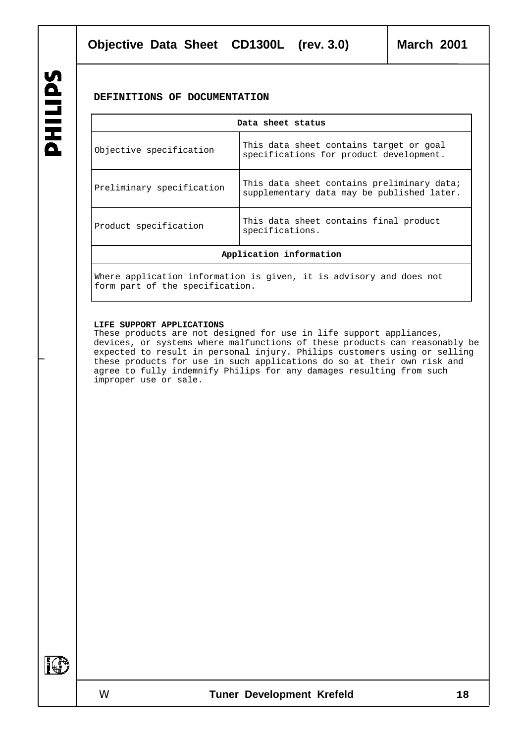## DEFINITIONS OF DOCUMENTATION

| Data sheet status | |
|---|---|
| Objective specification | This data sheet contains target or goal specifications for product development. |
| Preliminary specification | This data sheet contains preliminary data; supplementary data may be published later. |
| Product specification | This data sheet contains final product specifications. |

| Application information |
|---|
| Where application information is given, it is advisory and does not form part of the specification. |

**LIFE SUPPORT APPLICATIONS**
These products are not designed for use in life support appliances, devices, or systems where malfunctions of these products can reasonably be expected to result in personal injury. Philips customers using or selling these products for use in such applications do so at their own risk and agree to fully indemnify Philips for any damages resulting from such improper use or sale.